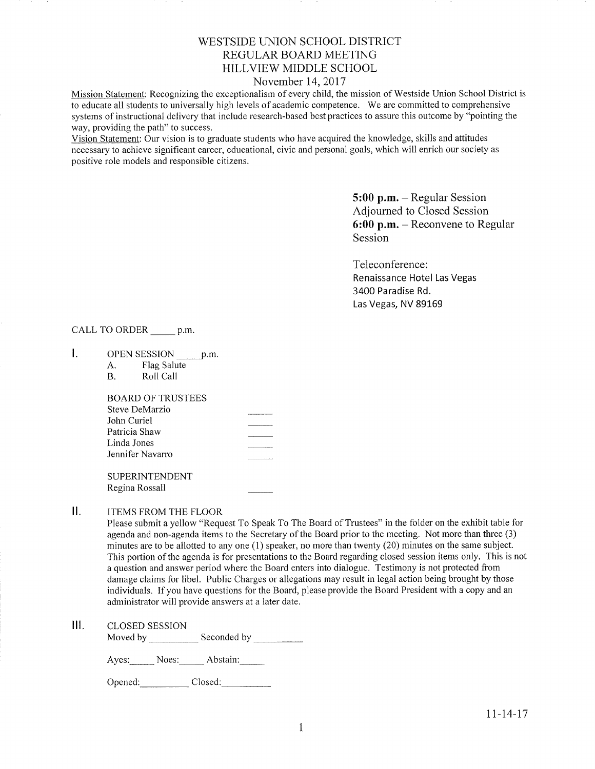# WESTSIDE UNION SCHOOL DISTRICT
## REGULAR BOARD MEETING
## HILLVIEW MIDDLE SCHOOL
### November 14, 2017

Mission Statement: Recognizing the exceptionalism of every child, the mission of Westside Union School District is to educate all students to universally high levels of academic competence. We are committed to comprehensive systems of instructional delivery that include research-based best practices to assure this outcome by "pointing the way, providing the path" to success.

Vision Statement: Our vision is to graduate students who have acquired the knowledge, skills and attitudes necessary to achieve significant career, educational, civic and personal goals, which will enrich our society as positive role models and responsible citizens.

**5:00 p.m.** – Regular Session Adjourned to Closed Session
**6:00 p.m.** – Reconvene to Regular Session

Teleconference:
Renaissance Hotel Las Vegas
3400 Paradise Rd.
Las Vegas, NV 89169

CALL TO ORDER _____ p.m.

I. OPEN SESSION _____ p.m.
   A. Flag Salute
   B. Roll Call

   BOARD OF TRUSTEES
   Steve DeMarzio _____
   John Curiel _____
   Patricia Shaw _____
   Linda Jones _____
   Jennifer Navarro _____

   SUPERINTENDENT
   Regina Rossall _____

II. ITEMS FROM THE FLOOR

Please submit a yellow "Request To Speak To The Board of Trustees" in the folder on the exhibit table for agenda and non-agenda items to the Secretary of the Board prior to the meeting. Not more than three (3) minutes are to be allotted to any one (1) speaker, no more than twenty (20) minutes on the same subject. This portion of the agenda is for presentations to the Board regarding closed session items only. This is not a question and answer period where the Board enters into dialogue. Testimony is not protected from damage claims for libel. Public Charges or allegations may result in legal action being brought by those individuals. If you have questions for the Board, please provide the Board President with a copy and an administrator will provide answers at a later date.

III. CLOSED SESSION

Moved by __________ Seconded by __________

Ayes:_____ Noes:_____ Abstain:_____

Opened:__________ Closed:__________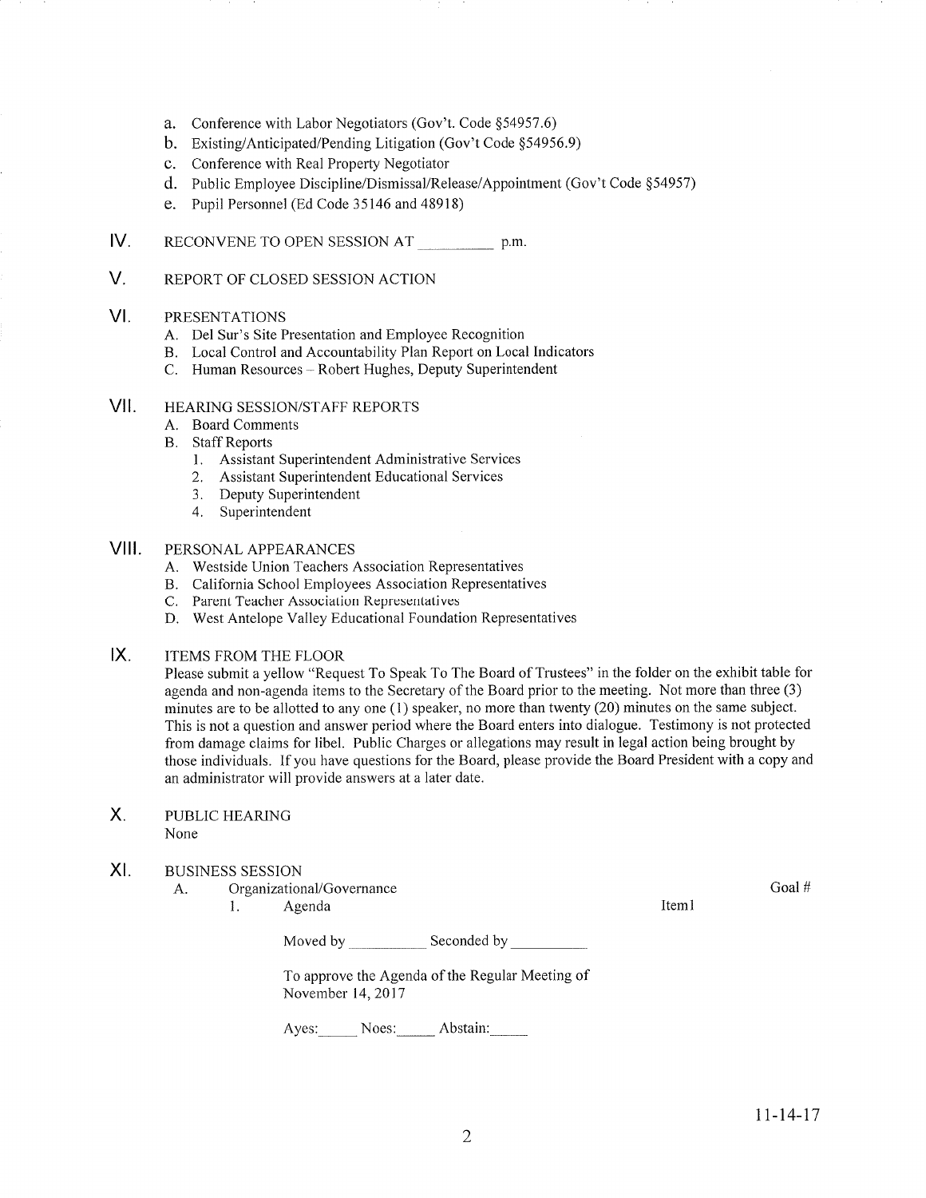a. Conference with Labor Negotiators (Gov't. Code §54957.6)
b. Existing/Anticipated/Pending Litigation (Gov't Code §54956.9)
c. Conference with Real Property Negotiator
d. Public Employee Discipline/Dismissal/Release/Appointment (Gov't Code §54957)
e. Pupil Personnel (Ed Code 35146 and 48918)

## IV. RECONVENE TO OPEN SESSION AT __________ p.m.

## V. REPORT OF CLOSED SESSION ACTION

## VI. PRESENTATIONS

A. Del Sur's Site Presentation and Employee Recognition
B. Local Control and Accountability Plan Report on Local Indicators
C. Human Resources – Robert Hughes, Deputy Superintendent

## VII. HEARING SESSION/STAFF REPORTS

A. Board Comments
B. Staff Reports
   1. Assistant Superintendent Administrative Services
   2. Assistant Superintendent Educational Services
   3. Deputy Superintendent
   4. Superintendent

## VIII. PERSONAL APPEARANCES

A. Westside Union Teachers Association Representatives
B. California School Employees Association Representatives
C. Parent Teacher Association Representatives
D. West Antelope Valley Educational Foundation Representatives

## IX. ITEMS FROM THE FLOOR

Please submit a yellow "Request To Speak To The Board of Trustees" in the folder on the exhibit table for agenda and non-agenda items to the Secretary of the Board prior to the meeting. Not more than three (3) minutes are to be allotted to any one (1) speaker, no more than twenty (20) minutes on the same subject. This is not a question and answer period where the Board enters into dialogue. Testimony is not protected from damage claims for libel. Public Charges or allegations may result in legal action being brought by those individuals. If you have questions for the Board, please provide the Board President with a copy and an administrator will provide answers at a later date.

## X. PUBLIC HEARING

None

## XI. BUSINESS SESSION

A. Organizational/Governance — Goal #
   1. Agenda — Item1

      Moved by __________ Seconded by __________

      To approve the Agenda of the Regular Meeting of November 14, 2017

      Ayes:_____ Noes:_____ Abstain:_____

11-14-17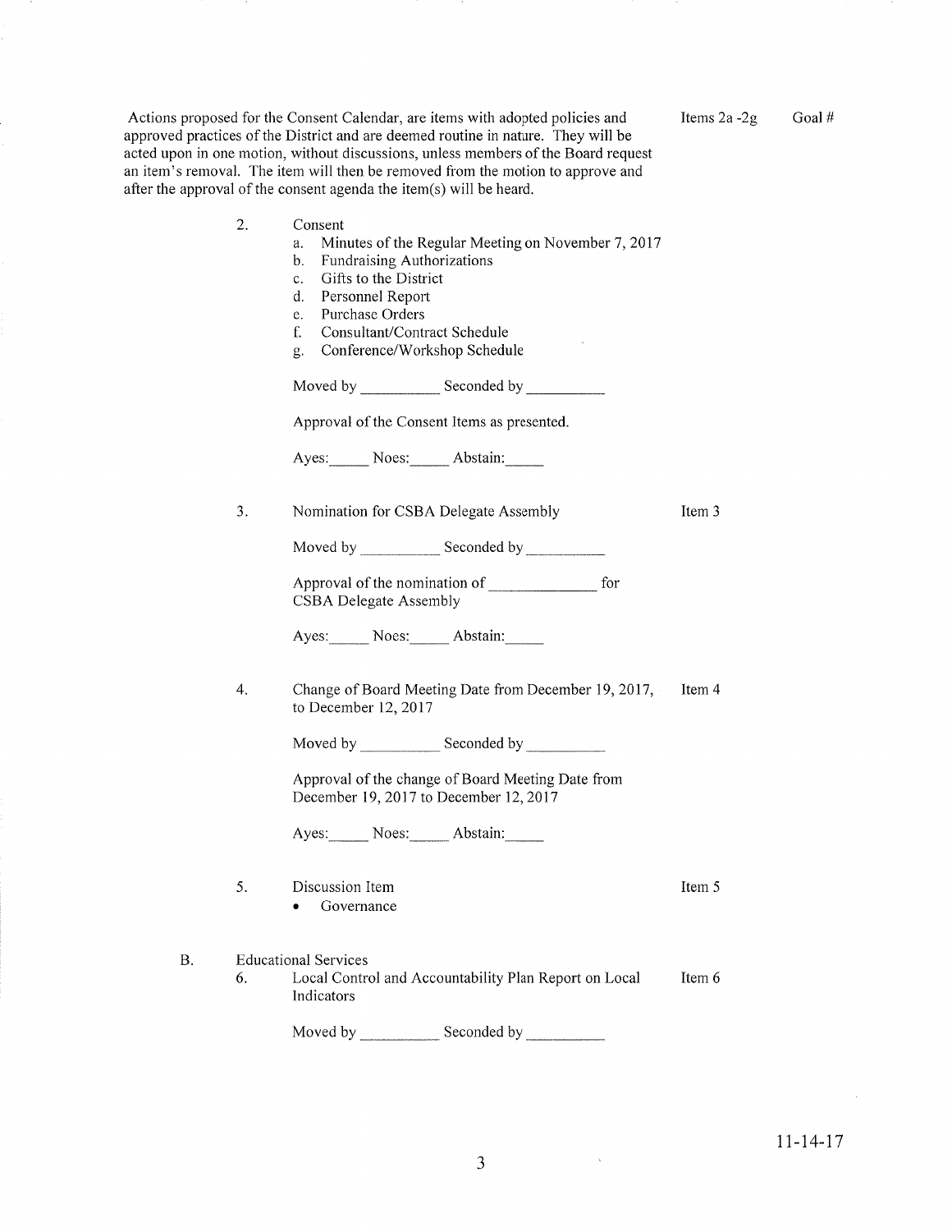Actions proposed for the Consent Calendar, are items with adopted policies and approved practices of the District and are deemed routine in nature. They will be acted upon in one motion, without discussions, unless members of the Board request an item's removal. The item will then be removed from the motion to approve and after the approval of the consent agenda the item(s) will be heard.

Items 2a -2g  Goal #

2. Consent
   a. Minutes of the Regular Meeting on November 7, 2017
   b. Fundraising Authorizations
   c. Gifts to the District
   d. Personnel Report
   e. Purchase Orders
   f. Consultant/Contract Schedule
   g. Conference/Workshop Schedule

   Moved by __________ Seconded by __________

   Approval of the Consent Items as presented.

   Ayes:_____ Noes:_____ Abstain:_____

3. Nomination for CSBA Delegate Assembly — Item 3

   Moved by __________ Seconded by __________

   Approval of the nomination of ______________ for CSBA Delegate Assembly

   Ayes:_____ Noes:_____ Abstain:_____

4. Change of Board Meeting Date from December 19, 2017, to December 12, 2017 — Item 4

   Moved by __________ Seconded by __________

   Approval of the change of Board Meeting Date from December 19, 2017 to December 12, 2017

   Ayes:_____ Noes:_____ Abstain:_____

5. Discussion Item — Item 5
   - Governance

B. Educational Services

6. Local Control and Accountability Plan Report on Local Indicators — Item 6

   Moved by __________ Seconded by __________

11-14-17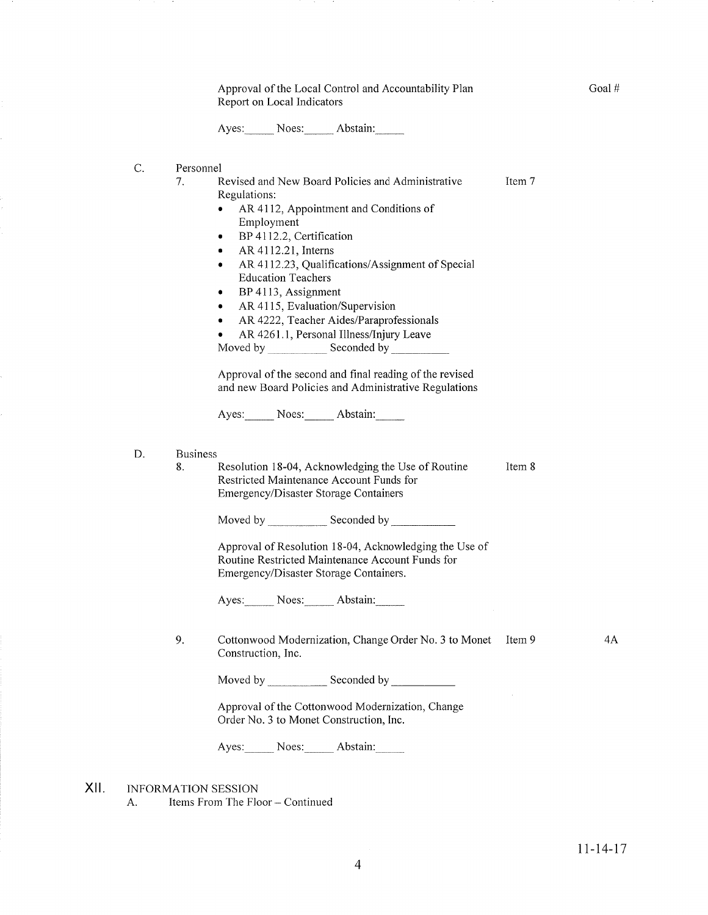Approval of the Local Control and Accountability Plan Report on Local Indicators

Goal #

Ayes:_____ Noes:_____ Abstain:_____

C. Personnel

7. Revised and New Board Policies and Administrative Regulations: — Item 7

- AR 4112, Appointment and Conditions of Employment
- BP 4112.2, Certification
- AR 4112.21, Interns
- AR 4112.23, Qualifications/Assignment of Special Education Teachers
- BP 4113, Assignment
- AR 4115, Evaluation/Supervision
- AR 4222, Teacher Aides/Paraprofessionals
- AR 4261.1, Personal Illness/Injury Leave

Moved by __________ Seconded by __________

Approval of the second and final reading of the revised and new Board Policies and Administrative Regulations

Ayes:_____ Noes:_____ Abstain:_____

D. Business

8. Resolution 18-04, Acknowledging the Use of Routine Restricted Maintenance Account Funds for Emergency/Disaster Storage Containers — Item 8

Moved by __________ Seconded by __________

Approval of Resolution 18-04, Acknowledging the Use of Routine Restricted Maintenance Account Funds for Emergency/Disaster Storage Containers.

Ayes:_____ Noes:_____ Abstain:_____

9. Cottonwood Modernization, Change Order No. 3 to Monet Construction, Inc. — Item 9 — 4A

Moved by __________ Seconded by __________

Approval of the Cottonwood Modernization, Change Order No. 3 to Monet Construction, Inc.

Ayes:_____ Noes:_____ Abstain:_____

XII. INFORMATION SESSION

A. Items From The Floor – Continued

11-14-17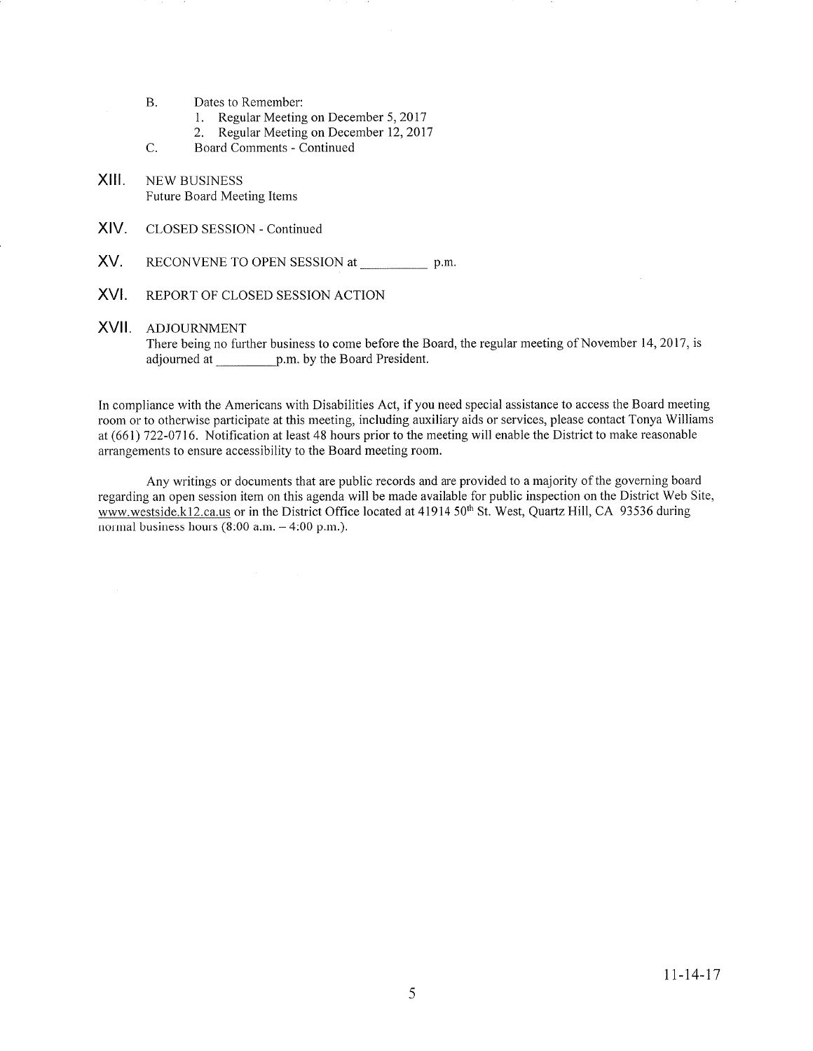B. Dates to Remember:
   1. Regular Meeting on December 5, 2017
   2. Regular Meeting on December 12, 2017

C. Board Comments - Continued

## XIII. NEW BUSINESS

Future Board Meeting Items

## XIV. CLOSED SESSION - Continued

## XV. RECONVENE TO OPEN SESSION at __________ p.m.

## XVI. REPORT OF CLOSED SESSION ACTION

## XVII. ADJOURNMENT

There being no further business to come before the Board, the regular meeting of November 14, 2017, is adjourned at __________p.m. by the Board President.

In compliance with the Americans with Disabilities Act, if you need special assistance to access the Board meeting room or to otherwise participate at this meeting, including auxiliary aids or services, please contact Tonya Williams at (661) 722-0716. Notification at least 48 hours prior to the meeting will enable the District to make reasonable arrangements to ensure accessibility to the Board meeting room.

Any writings or documents that are public records and are provided to a majority of the governing board regarding an open session item on this agenda will be made available for public inspection on the District Web Site, www.westside.k12.ca.us or in the District Office located at 41914 50th St. West, Quartz Hill, CA 93536 during normal business hours (8:00 a.m. – 4:00 p.m.).

11-14-17